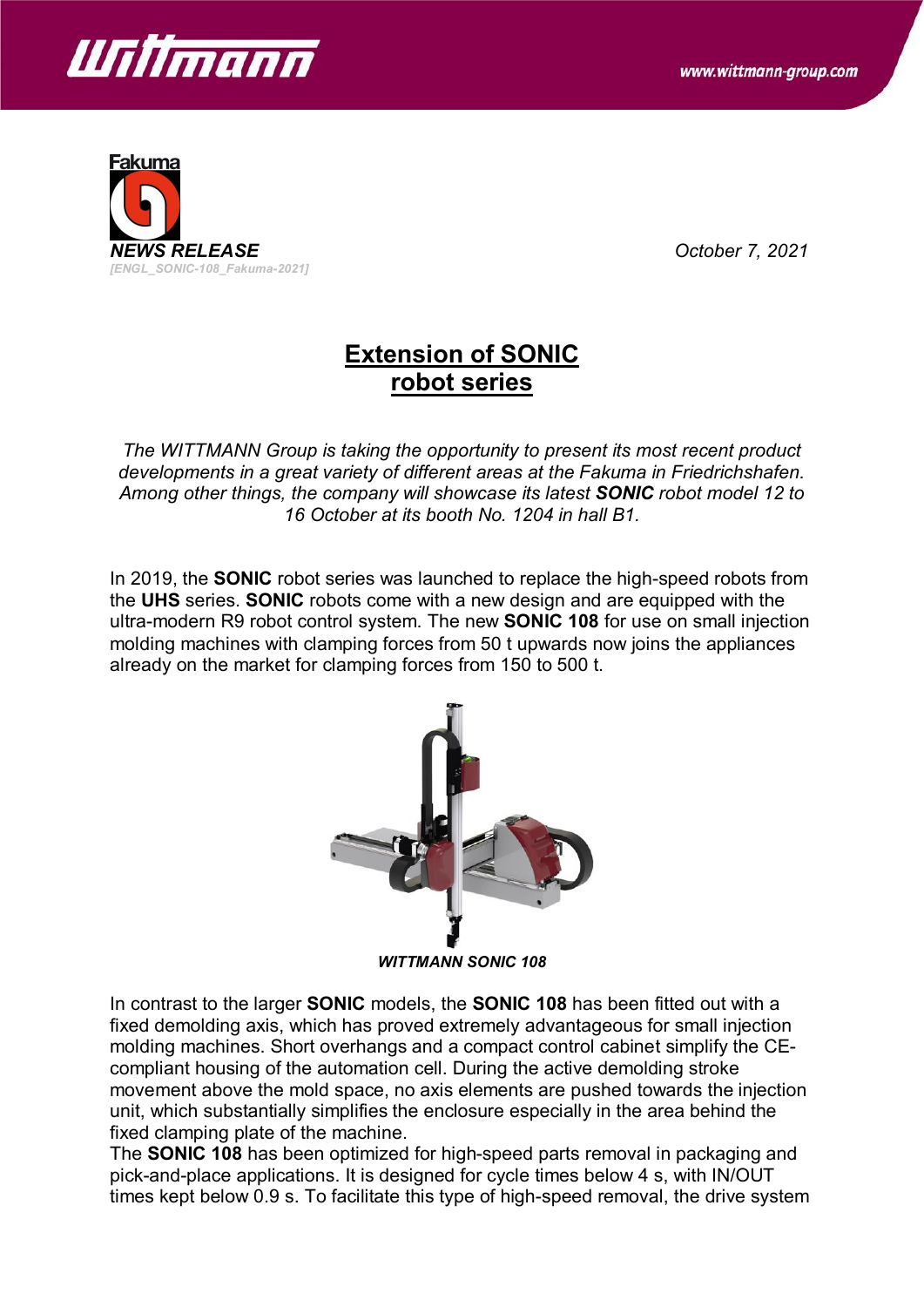**NEWS RELEASE**
*[ENGL_SONIC-108_Fakuma-2021]*

*October 7, 2021*

# Extension of SONIC robot series

*The WITTMANN Group is taking the opportunity to present its most recent product developments in a great variety of different areas at the Fakuma in Friedrichshafen. Among other things, the company will showcase its latest* ***SONIC*** *robot model 12 to 16 October at its booth No. 1204 in hall B1.*

In 2019, the **SONIC** robot series was launched to replace the high-speed robots from the **UHS** series. **SONIC** robots come with a new design and are equipped with the ultra-modern R9 robot control system. The new **SONIC 108** for use on small injection molding machines with clamping forces from 50 t upwards now joins the appliances already on the market for clamping forces from 150 to 500 t.

***WITTMANN SONIC 108***

In contrast to the larger **SONIC** models, the **SONIC 108** has been fitted out with a fixed demolding axis, which has proved extremely advantageous for small injection molding machines. Short overhangs and a compact control cabinet simplify the CE-compliant housing of the automation cell. During the active demolding stroke movement above the mold space, no axis elements are pushed towards the injection unit, which substantially simplifies the enclosure especially in the area behind the fixed clamping plate of the machine.
The **SONIC 108** has been optimized for high-speed parts removal in packaging and pick-and-place applications. It is designed for cycle times below 4 s, with IN/OUT times kept below 0.9 s. To facilitate this type of high-speed removal, the drive system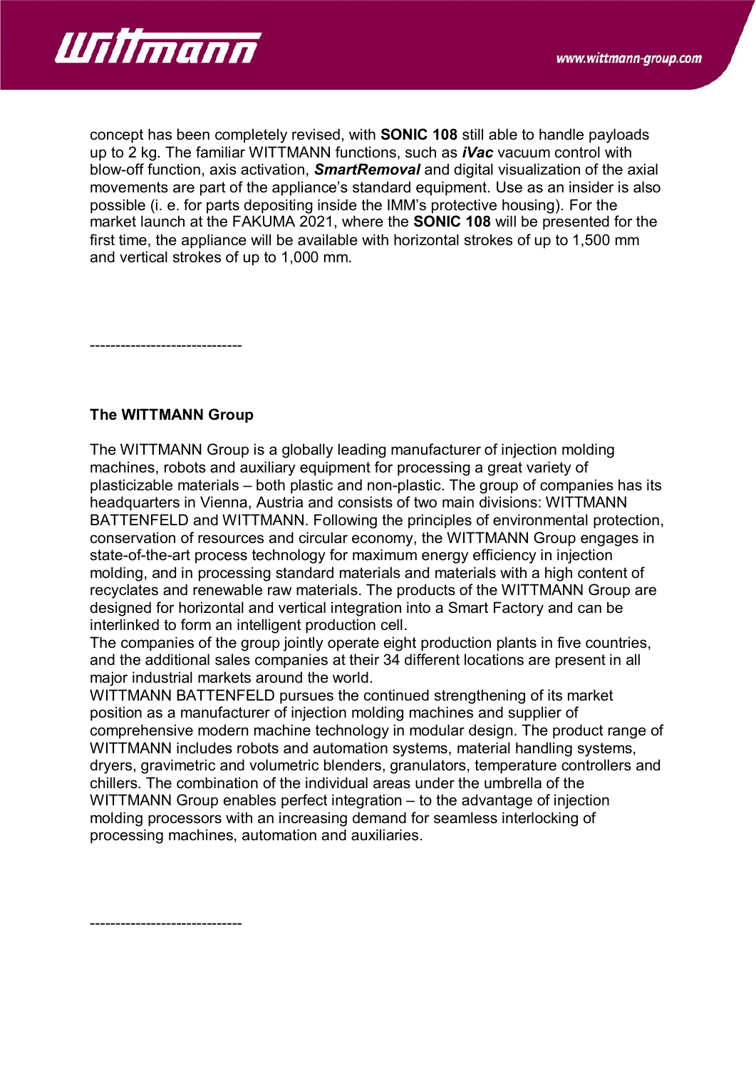concept has been completely revised, with **SONIC 108** still able to handle payloads up to 2 kg. The familiar WITTMANN functions, such as ***iVac*** vacuum control with blow-off function, axis activation, ***SmartRemoval*** and digital visualization of the axial movements are part of the appliance's standard equipment. Use as an insider is also possible (i. e. for parts depositing inside the IMM's protective housing). For the market launch at the FAKUMA 2021, where the **SONIC 108** will be presented for the first time, the appliance will be available with horizontal strokes of up to 1,500 mm and vertical strokes of up to 1,000 mm.

------------------------------

**The WITTMANN Group**

The WITTMANN Group is a globally leading manufacturer of injection molding machines, robots and auxiliary equipment for processing a great variety of plasticizable materials – both plastic and non-plastic. The group of companies has its headquarters in Vienna, Austria and consists of two main divisions: WITTMANN BATTENFELD and WITTMANN. Following the principles of environmental protection, conservation of resources and circular economy, the WITTMANN Group engages in state-of-the-art process technology for maximum energy efficiency in injection molding, and in processing standard materials and materials with a high content of recyclates and renewable raw materials. The products of the WITTMANN Group are designed for horizontal and vertical integration into a Smart Factory and can be interlinked to form an intelligent production cell.
The companies of the group jointly operate eight production plants in five countries, and the additional sales companies at their 34 different locations are present in all major industrial markets around the world.
WITTMANN BATTENFELD pursues the continued strengthening of its market position as a manufacturer of injection molding machines and supplier of comprehensive modern machine technology in modular design. The product range of WITTMANN includes robots and automation systems, material handling systems, dryers, gravimetric and volumetric blenders, granulators, temperature controllers and chillers. The combination of the individual areas under the umbrella of the WITTMANN Group enables perfect integration – to the advantage of injection molding processors with an increasing demand for seamless interlocking of processing machines, automation and auxiliaries.

------------------------------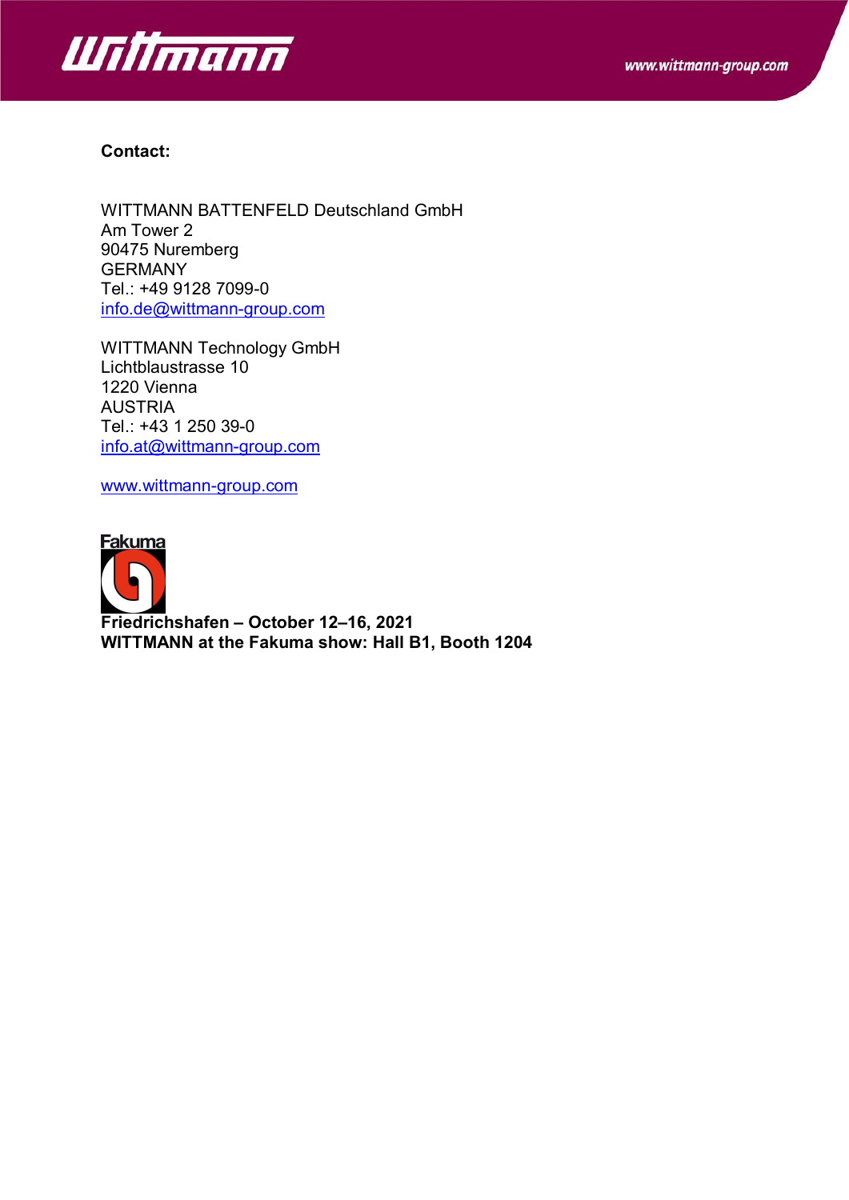**Contact:**

WITTMANN BATTENFELD Deutschland GmbH
Am Tower 2
90475 Nuremberg
GERMANY
Tel.: +49 9128 7099-0
info.de@wittmann-group.com

WITTMANN Technology GmbH
Lichtblaustrasse 10
1220 Vienna
AUSTRIA
Tel.: +43 1 250 39-0
info.at@wittmann-group.com

www.wittmann-group.com

Fakuma

**Friedrichshafen – October 12–16, 2021**
**WITTMANN at the Fakuma show: Hall B1, Booth 1204**